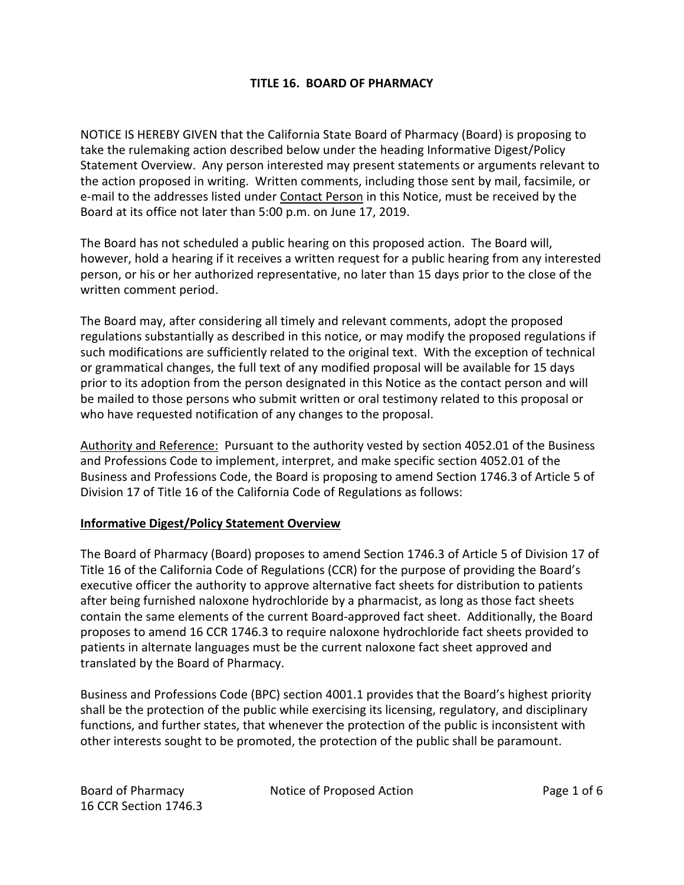# TITLE 16. BOARD OF PHARMACY

NOTICE IS HEREBY GIVEN that the California State Board of Pharmacy (Board) is proposing to take the rulemaking action described below under the heading Informative Digest/Policy Statement Overview. Any person interested may present statements or arguments relevant to the action proposed in writing. Written comments, including those sent by mail, facsimile, or e-mail to the addresses listed under Contact Person in this Notice, must be received by the Board at its office not later than 5:00 p.m. on June 17, 2019.

The Board has not scheduled a public hearing on this proposed action. The Board will, however, hold a hearing if it receives a written request for a public hearing from any interested person, or his or her authorized representative, no later than 15 days prior to the close of the written comment period.

The Board may, after considering all timely and relevant comments, adopt the proposed regulations substantially as described in this notice, or may modify the proposed regulations if such modifications are sufficiently related to the original text. With the exception of technical or grammatical changes, the full text of any modified proposal will be available for 15 days prior to its adoption from the person designated in this Notice as the contact person and will be mailed to those persons who submit written or oral testimony related to this proposal or who have requested notification of any changes to the proposal.

Authority and Reference: Pursuant to the authority vested by section 4052.01 of the Business and Professions Code to implement, interpret, and make specific section 4052.01 of the Business and Professions Code, the Board is proposing to amend Section 1746.3 of Article 5 of Division 17 of Title 16 of the California Code of Regulations as follows:

## Informative Digest/Policy Statement Overview

The Board of Pharmacy (Board) proposes to amend Section 1746.3 of Article 5 of Division 17 of Title 16 of the California Code of Regulations (CCR) for the purpose of providing the Board's executive officer the authority to approve alternative fact sheets for distribution to patients after being furnished naloxone hydrochloride by a pharmacist, as long as those fact sheets contain the same elements of the current Board-approved fact sheet. Additionally, the Board proposes to amend 16 CCR 1746.3 to require naloxone hydrochloride fact sheets provided to patients in alternate languages must be the current naloxone fact sheet approved and translated by the Board of Pharmacy.

Business and Professions Code (BPC) section 4001.1 provides that the Board's highest priority shall be the protection of the public while exercising its licensing, regulatory, and disciplinary functions, and further states, that whenever the protection of the public is inconsistent with other interests sought to be promoted, the protection of the public shall be paramount.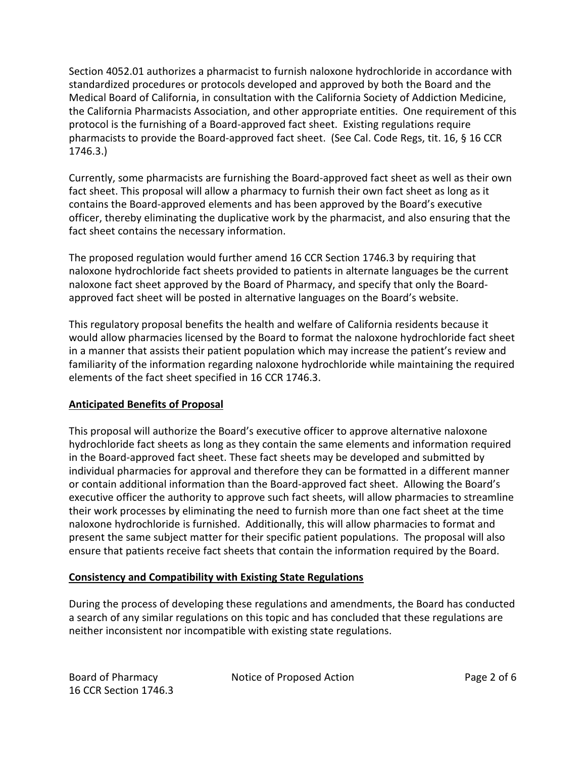Section 4052.01 authorizes a pharmacist to furnish naloxone hydrochloride in accordance with standardized procedures or protocols developed and approved by both the Board and the Medical Board of California, in consultation with the California Society of Addiction Medicine, the California Pharmacists Association, and other appropriate entities. One requirement of this protocol is the furnishing of a Board-approved fact sheet. Existing regulations require pharmacists to provide the Board-approved fact sheet. (See Cal. Code Regs, tit. 16, § 16 CCR 1746.3.)

Currently, some pharmacists are furnishing the Board-approved fact sheet as well as their own fact sheet. This proposal will allow a pharmacy to furnish their own fact sheet as long as it contains the Board-approved elements and has been approved by the Board's executive officer, thereby eliminating the duplicative work by the pharmacist, and also ensuring that the fact sheet contains the necessary information.

The proposed regulation would further amend 16 CCR Section 1746.3 by requiring that naloxone hydrochloride fact sheets provided to patients in alternate languages be the current naloxone fact sheet approved by the Board of Pharmacy, and specify that only the Board-approved fact sheet will be posted in alternative languages on the Board's website.

This regulatory proposal benefits the health and welfare of California residents because it would allow pharmacies licensed by the Board to format the naloxone hydrochloride fact sheet in a manner that assists their patient population which may increase the patient's review and familiarity of the information regarding naloxone hydrochloride while maintaining the required elements of the fact sheet specified in 16 CCR 1746.3.

## Anticipated Benefits of Proposal

This proposal will authorize the Board's executive officer to approve alternative naloxone hydrochloride fact sheets as long as they contain the same elements and information required in the Board-approved fact sheet. These fact sheets may be developed and submitted by individual pharmacies for approval and therefore they can be formatted in a different manner or contain additional information than the Board-approved fact sheet. Allowing the Board's executive officer the authority to approve such fact sheets, will allow pharmacies to streamline their work processes by eliminating the need to furnish more than one fact sheet at the time naloxone hydrochloride is furnished. Additionally, this will allow pharmacies to format and present the same subject matter for their specific patient populations. The proposal will also ensure that patients receive fact sheets that contain the information required by the Board.

## Consistency and Compatibility with Existing State Regulations

During the process of developing these regulations and amendments, the Board has conducted a search of any similar regulations on this topic and has concluded that these regulations are neither inconsistent nor incompatible with existing state regulations.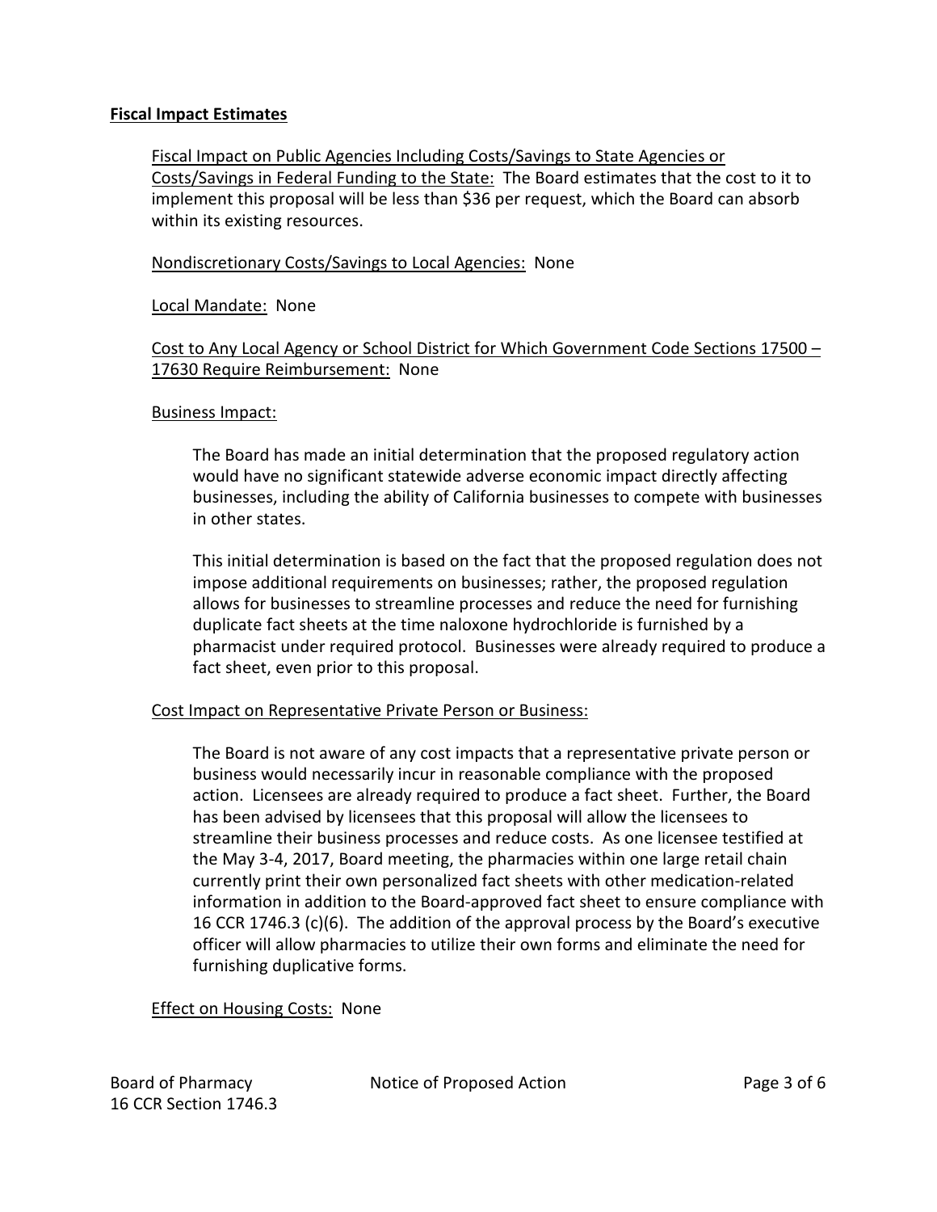## **Fiscal Impact Estimates**

Fiscal Impact on Public Agencies Including Costs/Savings to State Agencies or Costs/Savings in Federal Funding to the State: The Board estimates that the cost to it to implement this proposal will be less than $36 per request, which the Board can absorb within its existing resources.

Nondiscretionary Costs/Savings to Local Agencies: None

Local Mandate: None

Cost to Any Local Agency or School District for Which Government Code Sections 17500 – 17630 Require Reimbursement: None

Business Impact:

The Board has made an initial determination that the proposed regulatory action would have no significant statewide adverse economic impact directly affecting businesses, including the ability of California businesses to compete with businesses in other states.

This initial determination is based on the fact that the proposed regulation does not impose additional requirements on businesses; rather, the proposed regulation allows for businesses to streamline processes and reduce the need for furnishing duplicate fact sheets at the time naloxone hydrochloride is furnished by a pharmacist under required protocol. Businesses were already required to produce a fact sheet, even prior to this proposal.

Cost Impact on Representative Private Person or Business:

The Board is not aware of any cost impacts that a representative private person or business would necessarily incur in reasonable compliance with the proposed action. Licensees are already required to produce a fact sheet. Further, the Board has been advised by licensees that this proposal will allow the licensees to streamline their business processes and reduce costs. As one licensee testified at the May 3-4, 2017, Board meeting, the pharmacies within one large retail chain currently print their own personalized fact sheets with other medication-related information in addition to the Board-approved fact sheet to ensure compliance with 16 CCR 1746.3 (c)(6). The addition of the approval process by the Board's executive officer will allow pharmacies to utilize their own forms and eliminate the need for furnishing duplicative forms.

Effect on Housing Costs: None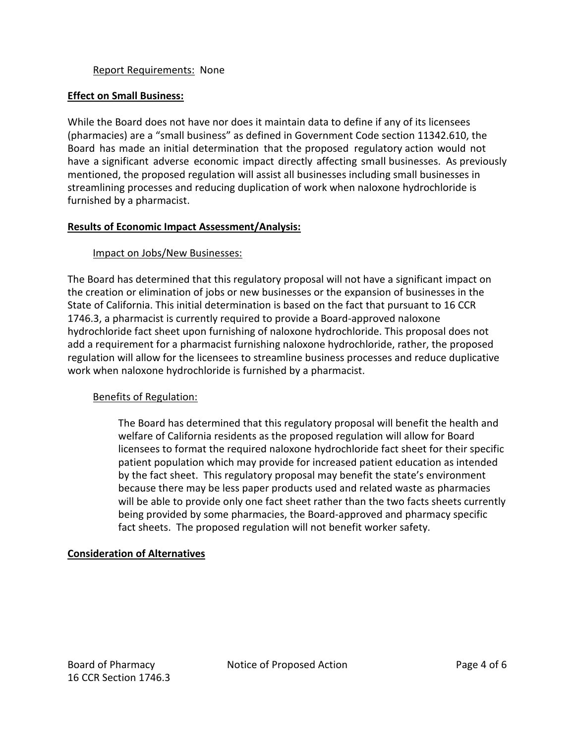Report Requirements: None

**Effect on Small Business:**

While the Board does not have nor does it maintain data to define if any of its licensees (pharmacies) are a "small business" as defined in Government Code section 11342.610, the Board has made an initial determination that the proposed regulatory action would not have a significant adverse economic impact directly affecting small businesses. As previously mentioned, the proposed regulation will assist all businesses including small businesses in streamlining processes and reducing duplication of work when naloxone hydrochloride is furnished by a pharmacist.

**Results of Economic Impact Assessment/Analysis:**

Impact on Jobs/New Businesses:

The Board has determined that this regulatory proposal will not have a significant impact on the creation or elimination of jobs or new businesses or the expansion of businesses in the State of California. This initial determination is based on the fact that pursuant to 16 CCR 1746.3, a pharmacist is currently required to provide a Board-approved naloxone hydrochloride fact sheet upon furnishing of naloxone hydrochloride. This proposal does not add a requirement for a pharmacist furnishing naloxone hydrochloride, rather, the proposed regulation will allow for the licensees to streamline business processes and reduce duplicative work when naloxone hydrochloride is furnished by a pharmacist.

Benefits of Regulation:

The Board has determined that this regulatory proposal will benefit the health and welfare of California residents as the proposed regulation will allow for Board licensees to format the required naloxone hydrochloride fact sheet for their specific patient population which may provide for increased patient education as intended by the fact sheet. This regulatory proposal may benefit the state's environment because there may be less paper products used and related waste as pharmacies will be able to provide only one fact sheet rather than the two facts sheets currently being provided by some pharmacies, the Board-approved and pharmacy specific fact sheets. The proposed regulation will not benefit worker safety.

**Consideration of Alternatives**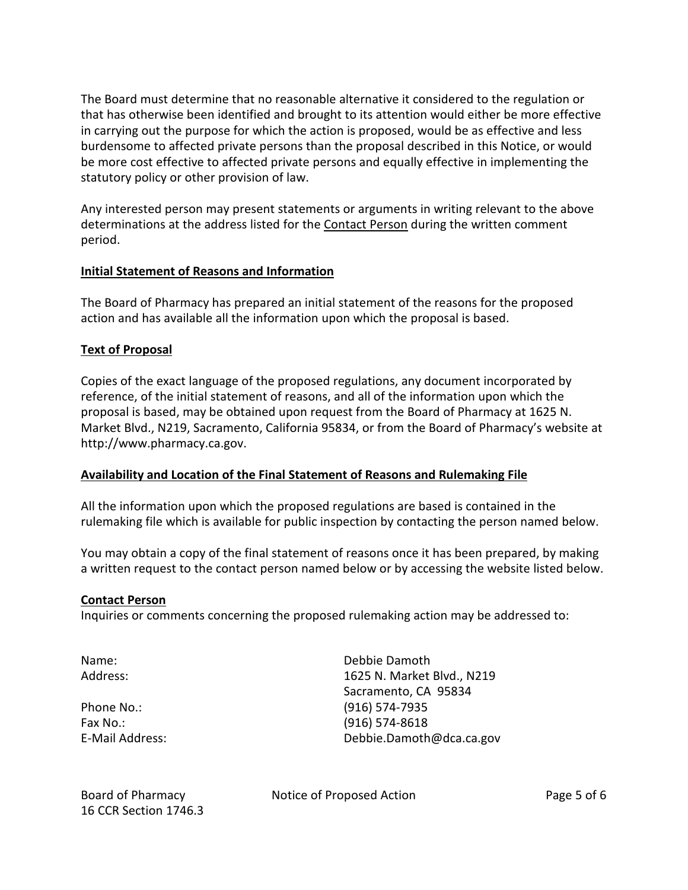The Board must determine that no reasonable alternative it considered to the regulation or that has otherwise been identified and brought to its attention would either be more effective in carrying out the purpose for which the action is proposed, would be as effective and less burdensome to affected private persons than the proposal described in this Notice, or would be more cost effective to affected private persons and equally effective in implementing the statutory policy or other provision of law.

Any interested person may present statements or arguments in writing relevant to the above determinations at the address listed for the Contact Person during the written comment period.

## Initial Statement of Reasons and Information

The Board of Pharmacy has prepared an initial statement of the reasons for the proposed action and has available all the information upon which the proposal is based.

## Text of Proposal

Copies of the exact language of the proposed regulations, any document incorporated by reference, of the initial statement of reasons, and all of the information upon which the proposal is based, may be obtained upon request from the Board of Pharmacy at 1625 N. Market Blvd., N219, Sacramento, California 95834, or from the Board of Pharmacy's website at http://www.pharmacy.ca.gov.

## Availability and Location of the Final Statement of Reasons and Rulemaking File

All the information upon which the proposed regulations are based is contained in the rulemaking file which is available for public inspection by contacting the person named below.

You may obtain a copy of the final statement of reasons once it has been prepared, by making a written request to the contact person named below or by accessing the website listed below.

## Contact Person

Inquiries or comments concerning the proposed rulemaking action may be addressed to:

| | |
|---|---|
| Name: | Debbie Damoth |
| Address: | 1625 N. Market Blvd., N219<br>Sacramento, CA 95834 |
| Phone No.: | (916) 574-7935 |
| Fax No.: | (916) 574-8618 |
| E-Mail Address: | Debbie.Damoth@dca.ca.gov |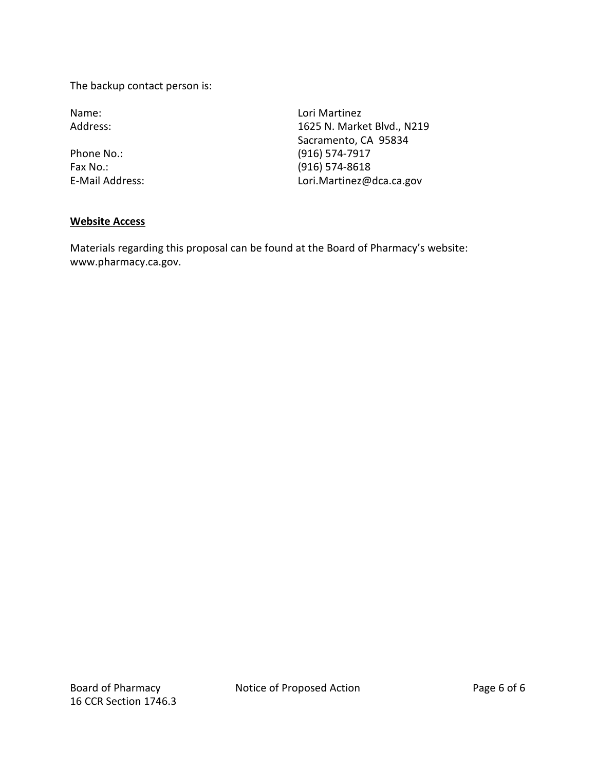The backup contact person is:

| | |
|---|---|
| Name: | Lori Martinez |
| Address: | 1625 N. Market Blvd., N219<br>Sacramento, CA 95834 |
| Phone No.: | (916) 574-7917 |
| Fax No.: | (916) 574-8618 |
| E-Mail Address: | Lori.Martinez@dca.ca.gov |

**Website Access**

Materials regarding this proposal can be found at the Board of Pharmacy's website: www.pharmacy.ca.gov.